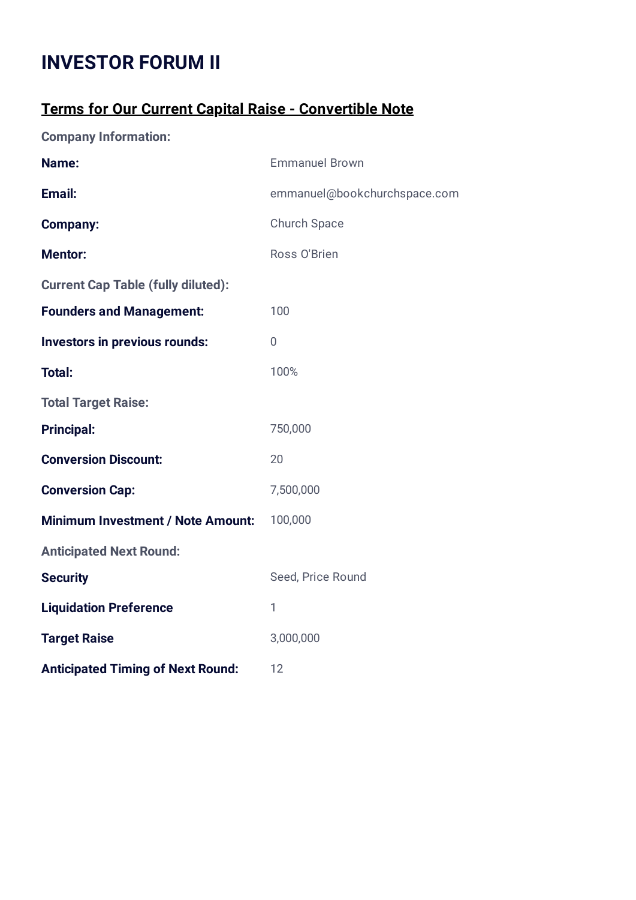# INVESTOR FORUM II

## Terms for Our Current Capital Raise - Convertible Note

**Company Information:**

| | |
|---|---|
| **Name:** | Emmanuel Brown |
| **Email:** | emmanuel@bookchurchspace.com |
| **Company:** | Church Space |
| **Mentor:** | Ross O'Brien |

**Current Cap Table (fully diluted):**

| | |
|---|---|
| **Founders and Management:** | 100 |
| **Investors in previous rounds:** | 0 |
| **Total:** | 100% |

**Total Target Raise:**

| | |
|---|---|
| **Principal:** | 750,000 |
| **Conversion Discount:** | 20 |
| **Conversion Cap:** | 7,500,000 |
| **Minimum Investment / Note Amount:** | 100,000 |

**Anticipated Next Round:**

| | |
|---|---|
| **Security** | Seed, Price Round |
| **Liquidation Preference** | 1 |
| **Target Raise** | 3,000,000 |
| **Anticipated Timing of Next Round:** | 12 |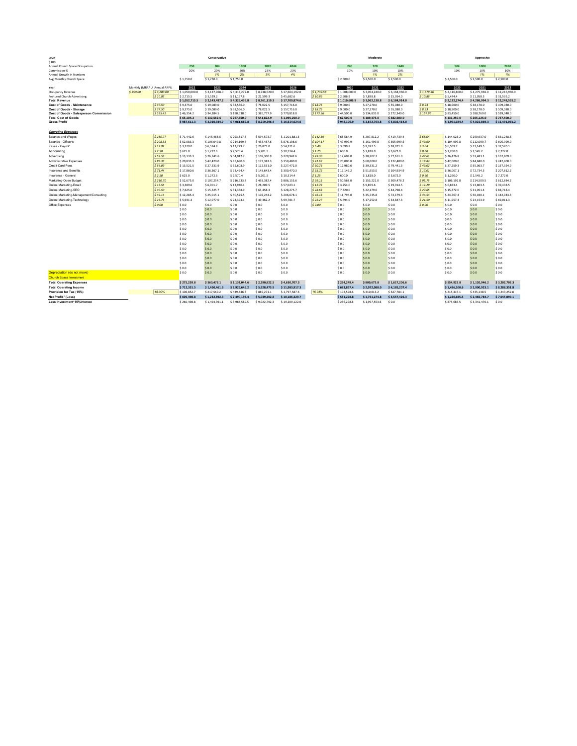| Level | | | Conservative | | | | | | Moderate | | | | Aggressive | | |
|---|---|---|---|---|---|---|---|---|---|---|---|---|---|---|---|
| $100 | | | | | | | | | | | | | | | |
| Annual Church Space Occupation | | | 250 | 504 | 1008 | 2020 | 4044 | | 240 | 720 | 1440 | | 504 | 1008 | 2880 |
| Commission % | | | 20% | 20% | 20% | 23% | 23% | | 10% | 10% | 10% | | 10% | 10% | 10% |
| Annual Growth In Numbers | | | | 1% | 2% | 3% | 4% | | | 1% | 2% | | | 1% | 1% |
| Avg Monthly Church Space | | | $ 1,750.0 | $ 1,750.0 | $ 1,750.0 | | | | $ 2,500.0 | $ 2,500.0 | $ 2,500.0 | | $ 2,500.0 | $ 2,500.0 | $ 2,500.0 |
| Year | Monthly (MRR/ U: | Annual ARPU | 2022 | 2023 | 2024 | 2025 | 2026 | | 2020 | 2021 | 2022 | | 2020 | 2021 | 2022 |
| Occupancy Revenue | $ 350.00 | $ 4,200.00 | $ 1,050,000.0 | $ 2,137,968.0 | $ 4,318,272.0 | $ 8,738,520.0 | $ 17,664,192.0 | $ 1,739.58 | $ 1,008,000.0 | $ 3,054,240.0 | $ 6,168,960.0 | $ 1,679.56 | $ 2,116,800.0 | $ 4,275,936.0 | $ 12,216,960.0 |
| Featured Church Advertising | | $ 10.86 | $ 2,715.5 | $ 5,529.2 | $ 11,167.8 | $ 22,599.3 | $ 45,682.6 | $ 10.86 | $ 2,606.9 | $ 7,898.8 | $ 15,954.0 | $ 10.86 | $ 5,474.4 | $ 11,058.3 | $ 31,595.2 |
| **Total Revenue** | | | **$ 1,052,715.5** | **$ 2,143,497.2** | **$ 4,329,439.8** | **$ 8,761,119.3** | **$ 17,709,874.6** | | **$ 1,010,606.9** | **$ 3,062,138.8** | **$ 6,184,914.0** | | **$ 2,122,274.4** | **$ 4,286,994.3** | **$ 12,248,555.2** |
| **Cost of Goods - Maintenance** | | $ 37.50 | $ 9,375.0 | $ 19,089.0 | $ 38,556.0 | $ 78,022.5 | $ 157,716.0 | $ 18.75 | $ 9,000.0 | $ 27,270.0 | $ 55,080.0 | $ 8.93 | $ 18,900.0 | $ 38,178.0 | $ 109,080.0 |
| **Cost of Goods - Storage** | | $ 37.50 | $ 9,375.0 | $ 19,089.0 | $ 38,556.0 | $ 78,022.5 | $ 157,716.0 | $ 18.75 | $ 9,000.0 | $ 27,270.0 | $ 55,080.0 | $ 8.93 | $ 18,900.0 | $ 38,178.0 | $ 109,080.0 |
| **Cost of Goods - Salesperson Commission** | | $ 185.42 | $ 46,354.2 | $ 94,384.5 | $ 190,638.0 | $ 385,777.9 | $ 779,818.0 | $ 173.96 | $ 44,500.0 | $ 134,835.0 | $ 272,340.0 | $ 167.96 | $ 93,450.0 | $ 188,769.0 | $ 539,340.0 |
| **Total Cost of Goods** | | | **$ 65,104.2** | **$ 132,562.5** | **$ 267,750.0** | **$ 541,822.9** | **$ 1,095,250.0** | | **$ 62,500.0** | **$ 189,375.0** | **$ 382,500.0** | | **$ 131,250.0** | **$ 265,125.0** | **$ 757,500.0** |
| **Gross Profit** | | | **$ 987,611.3** | **$ 2,010,934.7** | **$ 4,061,689.8** | **$ 8,219,296.4** | **$ 16,614,624.6** | | **$ 948,106.9** | **$ 2,872,763.8** | **$ 5,802,414.0** | | **$ 1,991,024.4** | **$ 4,021,869.3** | **$ 11,491,055.2** |
| ***Operating Expenses*** | | | | | | | | | | | | | | | |
| Salaries and Wages | | $ 285.77 | $ 71,442.6 | $ 145,468.5 | $ 293,817.6 | $ 594,573.7 | $ 1,201,881.3 | $ 142.89 | $ 68,584.9 | $ 207,812.2 | $ 419,739.4 | $ 68.04 | $ 144,028.2 | $ 290,937.0 | $ 831,248.6 |
| Salaries - Officer's | | $ 208.33 | $ 52,083.3 | $ 106,049.8 | $ 214,199.7 | $ 433,457.6 | $ 876,198.6 | $ 104.17 | $ 49,999.9 | $ 151,499.8 | $ 305,999.5 | $ 49.60 | $ 104,999.8 | $ 212,099.7 | $ 605,999.0 |
| *Taxes - Payroll* | | $ 12.92 | $ 3,229.0 | $ 6,574.8 | $ 13,279.7 | $ 26,873.0 | $ 54,321.6 | $ 6.46 | $ 3,099.8 | $ 9,392.5 | $ 18,971.0 | $ 3.08 | $ 6,509.7 | $ 13,149.5 | $ 37,570.1 |
| Accounting | | $ 2.50 | $ 625.0 | $ 1,272.6 | $ 2,570.4 | $ 5,201.5 | $ 10,514.4 | $ 1.25 | $ 600.0 | $ 1,818.0 | $ 3,672.0 | $ 0.60 | $ 1,260.0 | $ 2,545.2 | $ 7,272.0 |
| Advertising | | $ 52.53 | $ 13,133.3 | $ 26,741.6 | $ 54,012.7 | $ 109,300.9 | $ 220,942.6 | $ 49.30 | $ 12,608.0 | $ 38,202.2 | $ 77,161.0 | $ 47.61 | $ 26,476.8 | $ 53,483.1 | $ 152,809.0 |
| Administrative Expenses | | $ 83.33 | $ 20,833.3 | $ 42,420.0 | $ 85,680.0 | $ 173,383.3 | $ 350,480.0 | $ 41.67 | $ 20,000.0 | $ 60,600.0 | $ 122,400.0 | $ 19.84 | $ 42,000.0 | $ 84,840.0 | $ 242,400.0 |
| Credit Card Fees | | $ 54.09 | $ 13,521.5 | $ 27,531.9 | $ 55,608.9 | $ 112,531.0 | $ 227,472.0 | $ 50.76 | $ 12,980.6 | $ 39,331.2 | $ 79,441.5 | $ 49.02 | $ 27,259.3 | $ 55,063.7 | $ 157,324.9 |
| Insurance and Benefits | | $ 71.44 | $ 17,860.6 | $ 36,367.1 | $ 73,454.4 | $ 148,643.4 | $ 300,470.3 | $ 35.72 | $ 17,146.2 | $ 51,953.0 | $ 104,934.9 | $ 17.01 | $ 36,007.1 | $ 72,734.3 | $ 207,812.2 |
| Insurance - General | | $ 2.50 | $ 625.0 | $ 1,272.6 | $ 2,570.4 | $ 5,201.5 | $ 10,514.4 | $ 1.25 | $ 600.0 | $ 1,818.0 | $ 3,672.0 | $ 0.60 | $ 1,260.0 | $ 2,545.2 | $ 7,272.0 |
| Marketing-Open Budget | | $ 210.70 | $ 52,675.0 | $ 107,254.7 | $ 216,633.3 | $ 438,382.4 | $ 886,153.6 | $ 99.15 | $ 50,568.0 | $ 153,221.0 | $ 309,476.2 | $ 95.75 | $ 106,192.8 | $ 214,509.5 | $ 612,884.2 |
| Online Marketing-Email | | $ 13.56 | $ 3,389.6 | $ 6,901.7 | $ 13,940.1 | $ 28,209.5 | $ 57,023.1 | $ 12.73 | $ 3,254.0 | $ 9,859.6 | $ 19,914.5 | $ 12.29 | $ 6,833.4 | $ 13,803.5 | $ 39,438.5 |
| Online Marketing-SEO | | $ 30.50 | $ 7,625.0 | $ 15,525.7 | $ 31,358.9 | $ 63,458.3 | $ 128,275.7 | $ 28.63 | $ 7,320.0 | $ 22,179.6 | $ 44,798.4 | $ 27.65 | $ 15,372.0 | $ 31,051.4 | $ 88,718.4 |
| Online Marketing-Management/Consulting | | $ 49.14 | $ 12,285.4 | $ 25,015.1 | $ 50,525.5 | $ 102,244.2 | $ 206,678.1 | $ 46.13 | $ 11,794.0 | $ 35,735.8 | $ 72,179.3 | $ 44.54 | $ 24,767.4 | $ 50,030.1 | $ 142,943.3 |
| Online Marketing-Technology | | $ 23.73 | $ 5,931.3 | $ 12,077.0 | $ 24,393.1 | $ 49,362.2 | $ 99,781.7 | $ 22.27 | $ 5,694.0 | $ 17,252.8 | $ 34,847.3 | $ 21.50 | $ 11,957.4 | $ 24,153.9 | $ 69,011.3 |
| Office Expenses | | $ 0.00 | $ 0.0 | $ 0.0 | $ 0.0 | $ 0.0 | $ 0.0 | $ 0.00 | $ 0.0 | $ 0.0 | $ 0.0 | $ 0.00 | $ 0.0 | $ 0.0 | $ 0.0 |
| | | | $ 0.0 | $ 0.0 | $ 0.0 | $ 0.0 | $ 0.0 | | $ 0.0 | $ 0.0 | $ 0.0 | | $ 0.0 | $ 0.0 | $ 0.0 |
| | | | $ 0.0 | $ 0.0 | $ 0.0 | $ 0.0 | $ 0.0 | | $ 0.0 | $ 0.0 | $ 0.0 | | $ 0.0 | $ 0.0 | $ 0.0 |
| | | | $ 0.0 | $ 0.0 | $ 0.0 | $ 0.0 | $ 0.0 | | $ 0.0 | $ 0.0 | $ 0.0 | | $ 0.0 | $ 0.0 | $ 0.0 |
| | | | $ 0.0 | $ 0.0 | $ 0.0 | $ 0.0 | $ 0.0 | | $ 0.0 | $ 0.0 | $ 0.0 | | $ 0.0 | $ 0.0 | $ 0.0 |
| | | | $ 0.0 | $ 0.0 | $ 0.0 | $ 0.0 | $ 0.0 | | $ 0.0 | $ 0.0 | $ 0.0 | | $ 0.0 | $ 0.0 | $ 0.0 |
| | | | $ 0.0 | $ 0.0 | $ 0.0 | $ 0.0 | $ 0.0 | | $ 0.0 | $ 0.0 | $ 0.0 | | $ 0.0 | $ 0.0 | $ 0.0 |
| | | | $ 0.0 | $ 0.0 | $ 0.0 | $ 0.0 | $ 0.0 | | $ 0.0 | $ 0.0 | $ 0.0 | | $ 0.0 | $ 0.0 | $ 0.0 |
| | | | $ 0.0 | $ 0.0 | $ 0.0 | $ 0.0 | $ 0.0 | | $ 0.0 | $ 0.0 | $ 0.0 | | $ 0.0 | $ 0.0 | $ 0.0 |
| | | | $ 0.0 | $ 0.0 | $ 0.0 | $ 0.0 | $ 0.0 | | $ 0.0 | $ 0.0 | $ 0.0 | | $ 0.0 | $ 0.0 | $ 0.0 |
| | | | $ 0.0 | $ 0.0 | $ 0.0 | $ 0.0 | $ 0.0 | | $ 0.0 | $ 0.0 | $ 0.0 | | $ 0.0 | $ 0.0 | $ 0.0 |
| | | | $ 0.0 | $ 0.0 | $ 0.0 | $ 0.0 | $ 0.0 | | $ 0.0 | $ 0.0 | $ 0.0 | | $ 0.0 | $ 0.0 | $ 0.0 |
| Depreciation (do not move) | | | $ 0.0 | $ 0.0 | $ 0.0 | $ 0.0 | $ 0.0 | | $ 0.0 | $ 0.0 | $ 0.0 | | $ 0.0 | $ 0.0 | $ 0.0 |
| Church Space Investment | | | | | | | | | | | | | | | |
| **Total Operating Expenses** | | | **$ 275,259.8** | **$ 560,473.1** | **$ 1,132,044.6** | **$ 2,290,822.5** | **$ 4,630,707.3** | | **$ 264,249.4** | **$ 800,675.8** | **$ 1,617,206.6** | | **$ 554,923.8** | **$ 1,120,946.2** | **$ 3,202,703.3** |
| **Total Operating Income** | | | **$ 712,351.5** | **$ 1,450,461.6** | **$ 2,929,645.2** | **$ 5,928,473.9** | **$ 11,983,917.3** | | **$ 683,857.4** | **$ 2,072,088.0** | **$ 4,185,207.4** | | **$ 1,436,100.6** | **$ 2,900,923.1** | **$ 8,288,351.8** |
| **Provision for Tax (15%)** | | 15.00% | $ 106,852.7 | $ 217,569.2 | $ 439,446.8 | $ 889,271.1 | $ 1,797,587.6 | 15.04% | $ 102,578.6 | $ 310,813.2 | $ 627,781.1 | | $ 215,415.1 | $ 435,138.5 | $ 1,243,252.8 |
| **Net Profit / (Loss)** | | | **$ 605,498.8** | **$ 1,232,892.3** | **$ 2,490,198.4** | **$ 5,039,202.8** | **$ 10,186,329.7** | | **$ 581,278.8** | **$ 1,761,274.8** | **$ 3,557,426.3** | | **$ 1,220,685.5** | **$ 2,465,784.7** | **$ 7,045,099.1** |
| **Less Investment*15%Interest** | | | $ 260,498.8 | $ 1,493,391.1 | $ 3,983,589.5 | $ 9,022,792.3 | $ 19,209,122.0 | | $ 236,278.8 | $ 1,997,553.6 | $ 0.0 | | $ 875,685.5 | $ 3,341,470.1 | $ 0.0 |